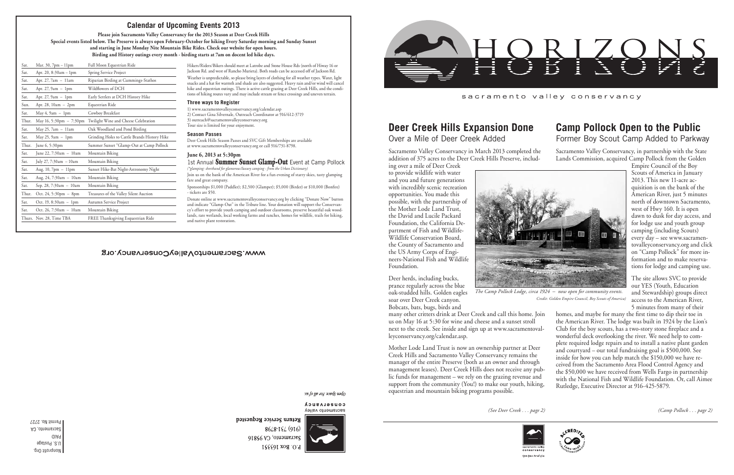## Calendar of Upcoming Events 2013

**Please join Sacramento Valley Conservancy for the 2013 Season at Deer Creek Hills**
**Special events listed below. The Preserve is always open February-October for hiking Every Saturday morning and Sunday Sunset and starting in June Monday Nite Mountain Bike Rides. Check our website for open hours.**
**Birding and History outings every month - birding starts at 7am on docent led hike days.**

| | | |
|---|---|---|
| Sat. | Mar. 30, 7pm – 11pm | Full Moon Equestrian Ride |
| Sat. | Apr. 20, 8:30am – 1pm | Spring Service Project |
| Sat. | Apr. 27, 7am – 11am | Riparian Birding at Cummings-Stathos |
| Sat. | Apr. 27, 9am – 1pm | Wildflowers of DCH |
| Sat. | Apr. 27, 9am – 1pm | Early Settlers at DCH History Hike |
| Sun. | Apr. 28, 10am – 2pm | Equestrian Ride |
| Sat. | May 4, 9am – 1pm | Cowboy Breakfast |
| Thur. | May 16, 5:30pm – 7:30pm | Twilight Wine and Cheese Celebration |
| Sat. | May 25, 7am – 11am | Oak Woodland and Pond Birding |
| Sat. | May 25, 9am – 1pm | Grinding Holes to Cattle Brands History Hike |
| Thur. | June 6, 5:30pm | Summer Sunset "Glamp-Out at Camp Pollock |
| Sat. | June 22, 7:30am – 10am | Mountain Biking |
| Sat. | July 27, 7:30am – 10am | Mountain Biking |
| Sat. | Aug. 10, 7pm – 11pm | Sunset Hike-Bat Night-Astronomy Night |
| Sat. | Aug. 24, 7:30am – 10am | Mountain Biking |
| Sat. | Sep. 28, 7:30am – 10am | Mountain Biking |
| Thur. | Oct. 24, 5:30pm – 8pm | Treasures of the Valley Silent Auction |
| Sat. | Oct. 19, 8:30am – 1pm | Autumn Service Project |
| Sat. | Oct. 26, 7:30am – 10am | Mountain Biking |
| Thurs. | Nov. 28, Time TBA | FREE Thanksgiving Equestrian Ride |

Hikers/Riders/Bikers should meet at Latrobe and Stone House Rds (north of Hiway 16 or Jackson Rd. and west of Rancho Murieta). Both roads can be accessed off of Jackson Rd.

Weather is unpredictable, so please bring layers of clothing for all weather types. Water, light snacks and a hat for warmth and shade are also suggested. Heavy rain and/or wind will cancel hike and equestrian outings. There is active cattle grazing at Deer Creek Hills, and the conditions of hiking routes vary and may include stream or fence crossings and uneven terrain.

### Three ways to Register

1) www.sacramentovalleyconservancy.org/calendar.asp
2) Contact Gina Silvernale, Outreach Coordinator at 916/612-3719
3) outreach@sacramentovalleyconservancy.org
Tour size is limited for your enjoyment.

### Season Passes

Deer Creek Hills Season Passes and SVC Gift Memberships are available at www.sacramentovalleyconservancy.org or call 916/731-8798.

### June 6, 2013 at 5:30pm

1st Annual **Summer Sunset Glamp*-Out** Event at Camp Pollock

*(\*glamping: shorthand for glamorous/luxury camping - from the Urban Dictionary)*

Join us on the bank of the American River for a fun evening of starry skies, tasty glamping fare and great company.

Sponsorships $1,000 (Paddler); $2,500 (Glamper); $5,000 (Birder) or $10,000 (Bonfire) - tickets are $50.

Donate online at www.sacramentovalleyconservancy.org by clicking "Donate Now" button and indicate "Glamp-Out" in the Tribute line. Your donation will support the Conservancy's effort to provide youth camping and outdoor classrooms, preserve beautiful oak woodlands, rare wetlands, local working farms and ranches, homes for wildlife, trails for hiking, and native plant restoration.

www.SacramentoValleyConservancy.org

P.O. Box 163351
Sacramento, CA 95816
(916) 731-8798

**Return Service Requested**

sacramento valley conservancy

*Open Space. For all of us.*

Nonprofit Org.
U.S. Postage
PAID
Sacramento, CA
Permit No. 2727

# HORIZONS

sacramento valley conservancy

## Deer Creek Hills Expansion Done

### Over a Mile of Deer Creek Added

Sacramento Valley Conservancy in March 2013 completed the addition of 375 acres to the Deer Creek Hills Preserve, including over a mile of Deer Creek to provide wildlife with water and you and future generations with incredibly scenic recreation opportunities. You made this possible, with the partnership of the Mother Lode Land Trust, the David and Lucile Packard Foundation, the California Department of Fish and Wildlife-Wildlife Conservation Board, the County of Sacramento and the US Army Corps of Engineers-National Fish and Wildlife Foundation.

Deer herds, including bucks, prance regularly across the blue oak-studded hills. Golden eagles soar over Deer Creek canyon. Bobcats, bats, bugs, birds and many other critters drink at Deer Creek and call this home. Join us on May 16 at 5:30 for wine and cheese and a sunset stroll next to the creek. See inside and sign up at www.sacramentovalleyconservancy.org/calendar.asp.

Mother Lode Land Trust is now an ownership partner at Deer Creek Hills and Sacramento Valley Conservancy remains the manager of the entire Preserve (both as an owner and through management leases). Deer Creek Hills does not receive any public funds for management – we rely on the grazing revenue and support from the community (You!) to make our youth, hiking, equestrian and mountain biking programs possible.

*(See Deer Creek . . . page 2)*

## Camp Pollock Open to the Public

### Former Boy Scout Camp Added to Parkway

Sacramento Valley Conservancy, in partnership with the State Lands Commission, acquired Camp Pollock from the Golden Empire Council of the Boy Scouts of America in January 2013. This new 11-acre acquisition is on the bank of the American River, just 5 minutes north of downtown Sacramento, west of Hwy 160. It is open dawn to dusk for day access, and for lodge use and youth group camping (including Scouts) every day – see www.sacramentovalleyconservancy.org and click on "Camp Pollock" for more information and to make reservations for lodge and camping use.

*The Camp Pollock Lodge, circa 1924 – now open for community events.*
*Credit: Golden Empire Council, Boy Scouts of America)*

The site allows SVC to provide our YES (Youth, Education and Stewardship) groups direct access to the American River, 5 minutes from many of their homes, and maybe for many the first time to dip their toe in the American River. The lodge was built in 1924 by the Lion's Club for the boy scouts, has a two-story stone fireplace and a wonderful deck overlooking the river. We need help to complete required lodge repairs and to install a native plant garden and courtyard – our total fundraising goal is $500,000. See inside for how you can help match the $150,000 we have received from the Sacramento Area Flood Control Agency and the $50,000 we have received from Wells Fargo in partnership with the National Fish and Wildlife Foundation. Or, call Aimee Rutledge, Executive Director at 916-425-5879.

*(Camp Pollock . . . page 2)*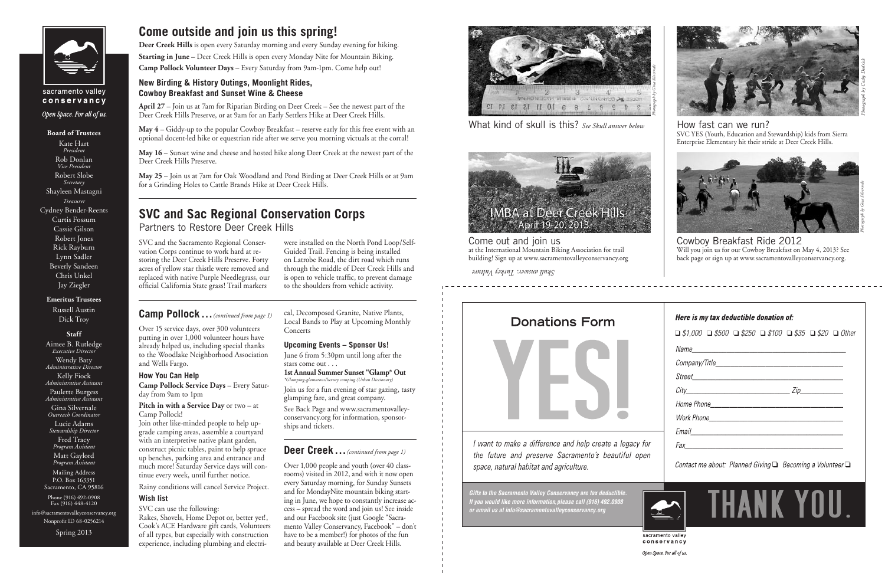sacramento valley
conservancy

*Open Space. For all of us.*

**Board of Trustees**

Kate Hart
*President*
Rob Donlan
*Vice President*
Robert Slobe
*Secretary*
Shayleen Mastagni
*Treasurer*
Cydney Bender-Reents
Curtis Fossum
Cassie Gilson
Robert Jones
Rick Rayburn
Lynn Sadler
Beverly Sandeen
Chris Unkel
Jay Ziegler

**Emeritus Trustees**

Russell Austin
Dick Troy

**Staff**

Aimee B. Rutledge
*Executive Director*
Wendy Baty
*Administrative Director*
Kelly Fiock
*Administrative Assistant*
Paulette Burgess
*Administrative Assistant*
Gina Silvernale
*Outreach Coordinator*
Lucie Adams
*Stewardship Director*
Fred Tracy
*Program Assistant*
Matt Gaylord
*Program Assistant*

Mailing Address
P.O. Box 163351
Sacramento, CA 95816

Phone (916) 492-0908
Fax (916) 448-4120

info@sacramentovalleyconservancy.org
Nonprofit ID 68-0256214

Spring 2013

# Come outside and join us this spring!

**Deer Creek Hills** is open every Saturday morning and every Sunday evening for hiking.
**Starting in June** – Deer Creek Hills is open every Monday Nite for Mountain Biking.
**Camp Pollock Volunteer Days** – Every Saturday from 9am-1pm. Come help out!

### New Birding & History Outings, Moonlight Rides, Cowboy Breakfast and Sunset Wine & Cheese

**April 27** – Join us at 7am for Riparian Birding on Deer Creek – See the newest part of the Deer Creek Hills Preserve, or at 9am for an Early Settlers Hike at Deer Creek Hills.

**May 4** – Giddy-up to the popular Cowboy Breakfast – reserve early for this free event with an optional docent-led hike or equestrian ride after we serve you morning victuals at the corral!

**May 16** – Sunset wine and cheese and hosted hike along Deer Creek at the newest part of the Deer Creek Hills Preserve.

**May 25** – Join us at 7am for Oak Woodland and Pond Birding at Deer Creek Hills or at 9am for a Grinding Holes to Cattle Brands Hike at Deer Creek Hills.

## SVC and Sac Regional Conservation Corps

Partners to Restore Deer Creek Hills

SVC and the Sacramento Regional Conservation Corps continue to work hard at restoring the Deer Creek Hills Preserve. Forty acres of yellow star thistle were removed and replaced with native Purple Needlegrass, our official California State grass! Trail markers were installed on the North Pond Loop/Self-Guided Trail. Fencing is being installed on Latrobe Road, the dirt road which runs through the middle of Deer Creek Hills and is open to vehicle traffic, to prevent damage to the shoulders from vehicle activity.

## Camp Pollock . . . *(continued from page 1)*

Over 15 service days, over 300 volunteers putting in over 1,000 volunteer hours have already helped us, including special thanks to the Woodlake Neighborhood Association and Wells Fargo.

### How You Can Help

**Camp Pollock Service Days** – Every Saturday from 9am to 1pm

**Pitch in with a Service Day** or two – at Camp Pollock!

Join other like-minded people to help upgrade camping areas, assemble a courtyard with an interpretive native plant garden, construct picnic tables, paint to help spruce up benches, parking area and entrance and much more! Saturday Service days will continue every week, until further notice.

Rainy conditions will cancel Service Project.

### Wish list

SVC can use the following:
Rakes, Shovels, Home Depot or, better yet!, Cook's ACE Hardware gift cards, Volunteers of all types, but especially with construction experience, including plumbing and electrical, Decomposed Granite, Native Plants, Local Bands to Play at Upcoming Monthly Concerts

### Upcoming Events – Sponsor Us!

June 6 from 5:30pm until long after the stars come out . . .

**1st Annual Summer Sunset "Glamp\* Out**
*\*Glamping-glamorous/luxury camping (Urban Dictionary)*

Join us for a fun evening of star gazing, tasty glamping fare, and great company.

See Back Page and www.sacramentovalleyconservancy.org for information, sponsorships and tickets.

## Deer Creek . . . *(continued from page 1)*

Over 1,000 people and youth (over 40 classrooms) visited in 2012, and with it now open every Saturday morning, for Sunday Sunsets and for MondayNite mountain biking starting in June, we hope to constantly increase access – spread the word and join us! See inside and our Facebook site (just Google "Sacramento Valley Conservancy, Facebook" – don't have to be a member!) for photos of the fun and beauty available at Deer Creek Hills.

*Photograph by Gina Silvernale*

What kind of skull is this? *See Skull answer below*

IMBA at Deer Creek Hills
April 19-20, 2013

Come out and join us
at the International Mountain Biking Association for trail building! Sign up at www.sacramentovalleyconservancy.org

*Skull answer: Turkey Vulture*

*Photograph by Cathy Dodrick*

How fast can we run?
SVC YES (Youth, Education and Stewardship) kids from Sierra Enterprise Elementary hit their stride at Deer Creek Hills.

*Photograph by Gina Silvernale*

Cowboy Breakfast Ride 2012
Will you join us for our Cowboy Breakfast on May 4, 2013? See back page or sign up at www.sacramentovalleyconservancy.org.

---

## Donations Form

# YES!

*I want to make a difference and help create a legacy for the future and preserve Sacramento's beautiful open space, natural habitat and agriculture.*

***Gifts to the Sacramento Valley Conservancy are tax deductible. If you would like more information,please call (916) 492.0908 or email us at info@sacramentovalleyconservancy.org***

***Here is my tax deductible donation of:***

❑ $1,000 ❑ $500 ❑ $250 ❑ $100 ❑ $35 ❑ $20 ❑ Other

Name\_\_\_\_\_\_\_\_\_\_\_\_\_\_\_\_\_\_\_\_\_\_\_\_

Company/Title\_\_\_\_\_\_\_\_\_\_\_\_\_\_\_\_\_\_\_\_\_\_\_\_

Street\_\_\_\_\_\_\_\_\_\_\_\_\_\_\_\_\_\_\_\_\_\_\_\_

City\_\_\_\_\_\_\_\_\_\_\_\_\_\_\_\_ Zip\_\_\_\_\_\_\_\_

Home Phone\_\_\_\_\_\_\_\_\_\_\_\_\_\_\_\_\_\_\_\_\_\_\_\_

Work Phone\_\_\_\_\_\_\_\_\_\_\_\_\_\_\_\_\_\_\_\_\_\_\_\_

Email\_\_\_\_\_\_\_\_\_\_\_\_\_\_\_\_\_\_\_\_\_\_\_\_

Fax\_\_\_\_\_\_\_\_\_\_\_\_\_\_\_\_\_\_\_\_\_\_\_\_

*Contact me about: Planned Giving* ❑ *Becoming a Volunteer* ❑

# THANK YOU.

sacramento valley
conservancy

*Open Space. For all of us.*